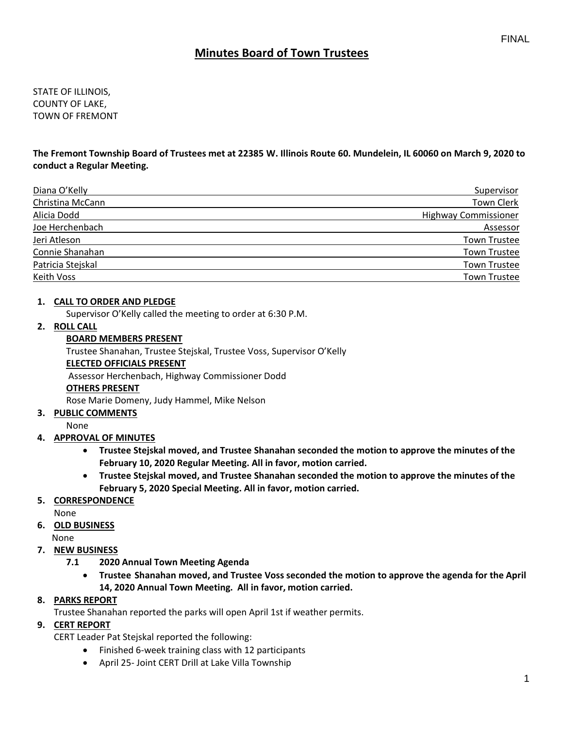FINAL

# Minutes Board of Town Trustees

STATE OF ILLINOIS,
COUNTY OF LAKE,
TOWN OF FREMONT

**The Fremont Township Board of Trustees met at 22385 W. Illinois Route 60. Mundelein, IL 60060 on March 9, 2020 to conduct a Regular Meeting.**

| Name | Title |
|---|---|
| Diana O'Kelly | Supervisor |
| Christina McCann | Town Clerk |
| Alicia Dodd | Highway Commissioner |
| Joe Herchenbach | Assessor |
| Jeri Atleson | Town Trustee |
| Connie Shanahan | Town Trustee |
| Patricia Stejskal | Town Trustee |
| Keith Voss | Town Trustee |

1. **CALL TO ORDER AND PLEDGE**
   Supervisor O'Kelly called the meeting to order at 6:30 P.M.
2. **ROLL CALL**
   **BOARD MEMBERS PRESENT**
   Trustee Shanahan, Trustee Stejskal, Trustee Voss, Supervisor O'Kelly
   **ELECTED OFFICIALS PRESENT**
   Assessor Herchenbach, Highway Commissioner Dodd
   **OTHERS PRESENT**
   Rose Marie Domeny, Judy Hammel, Mike Nelson
3. **PUBLIC COMMENTS**
   None
4. **APPROVAL OF MINUTES**
   - **Trustee Stejskal moved, and Trustee Shanahan seconded the motion to approve the minutes of the February 10, 2020 Regular Meeting. All in favor, motion carried.**
   - **Trustee Stejskal moved, and Trustee Shanahan seconded the motion to approve the minutes of the February 5, 2020 Special Meeting. All in favor, motion carried.**
5. **CORRESPONDENCE**
   None
6. **OLD BUSINESS**
   None
7. **NEW BUSINESS**
   **7.1 2020 Annual Town Meeting Agenda**
   - **Trustee Shanahan moved, and Trustee Voss seconded the motion to approve the agenda for the April 14, 2020 Annual Town Meeting. All in favor, motion carried.**
8. **PARKS REPORT**
   Trustee Shanahan reported the parks will open April 1st if weather permits.
9. **CERT REPORT**
   CERT Leader Pat Stejskal reported the following:
   - Finished 6-week training class with 12 participants
   - April 25- Joint CERT Drill at Lake Villa Township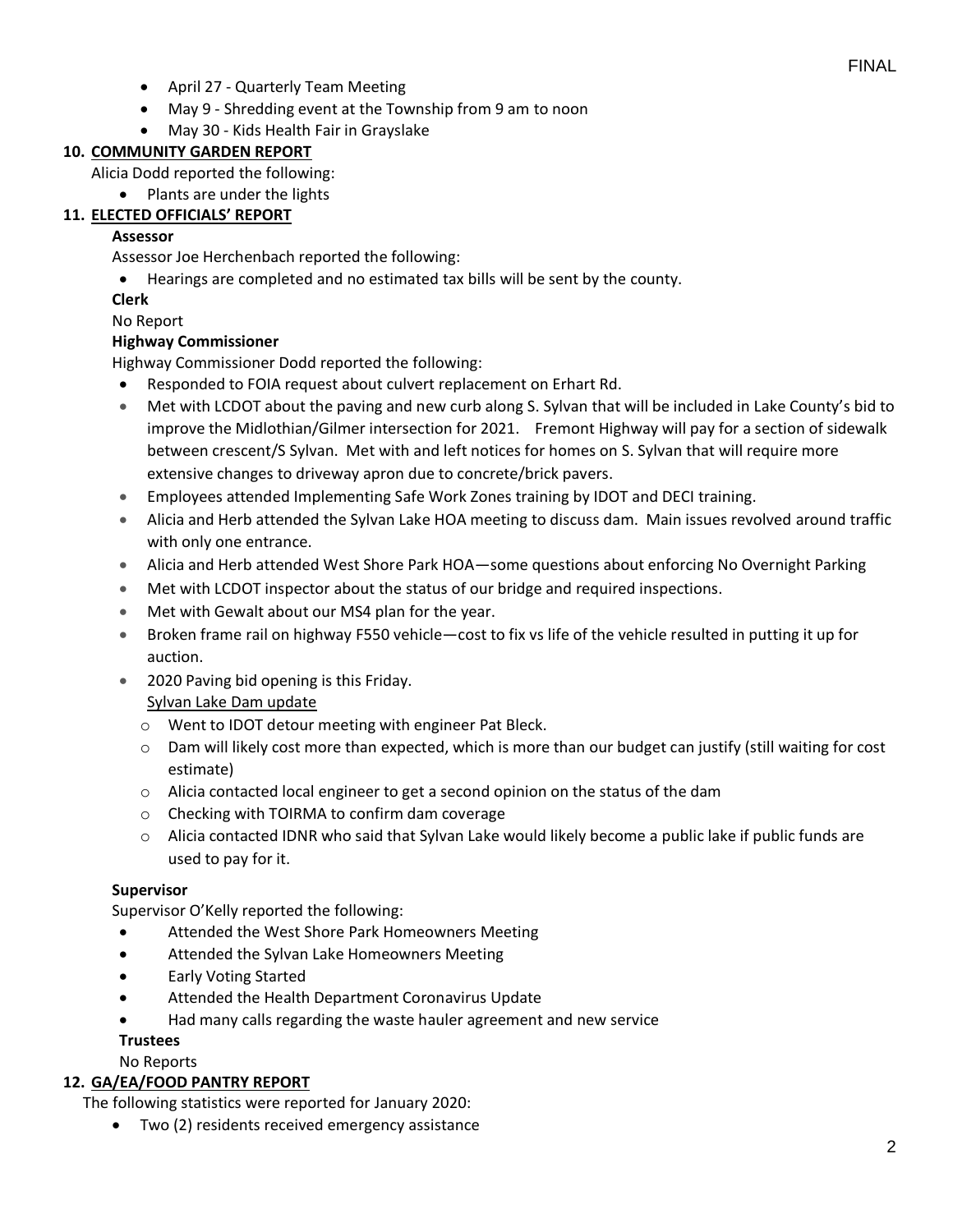- April 27 - Quarterly Team Meeting
- May 9 - Shredding event at the Township from 9 am to noon
- May 30 - Kids Health Fair in Grayslake

**10. COMMUNITY GARDEN REPORT**

Alicia Dodd reported the following:

- Plants are under the lights

**11. ELECTED OFFICIALS' REPORT**

**Assessor**

Assessor Joe Herchenbach reported the following:

- Hearings are completed and no estimated tax bills will be sent by the county.

**Clerk**

No Report

**Highway Commissioner**

Highway Commissioner Dodd reported the following:

- Responded to FOIA request about culvert replacement on Erhart Rd.
- Met with LCDOT about the paving and new curb along S. Sylvan that will be included in Lake County's bid to improve the Midlothian/Gilmer intersection for 2021. Fremont Highway will pay for a section of sidewalk between crescent/S Sylvan. Met with and left notices for homes on S. Sylvan that will require more extensive changes to driveway apron due to concrete/brick pavers.
- Employees attended Implementing Safe Work Zones training by IDOT and DECI training.
- Alicia and Herb attended the Sylvan Lake HOA meeting to discuss dam. Main issues revolved around traffic with only one entrance.
- Alicia and Herb attended West Shore Park HOA—some questions about enforcing No Overnight Parking
- Met with LCDOT inspector about the status of our bridge and required inspections.
- Met with Gewalt about our MS4 plan for the year.
- Broken frame rail on highway F550 vehicle—cost to fix vs life of the vehicle resulted in putting it up for auction.
- 2020 Paving bid opening is this Friday.

  Sylvan Lake Dam update
  - Went to IDOT detour meeting with engineer Pat Bleck.
  - Dam will likely cost more than expected, which is more than our budget can justify (still waiting for cost estimate)
  - Alicia contacted local engineer to get a second opinion on the status of the dam
  - Checking with TOIRMA to confirm dam coverage
  - Alicia contacted IDNR who said that Sylvan Lake would likely become a public lake if public funds are used to pay for it.

**Supervisor**

Supervisor O'Kelly reported the following:

- Attended the West Shore Park Homeowners Meeting
- Attended the Sylvan Lake Homeowners Meeting
- Early Voting Started
- Attended the Health Department Coronavirus Update
- Had many calls regarding the waste hauler agreement and new service

**Trustees**

No Reports

**12. GA/EA/FOOD PANTRY REPORT**

The following statistics were reported for January 2020:

- Two (2) residents received emergency assistance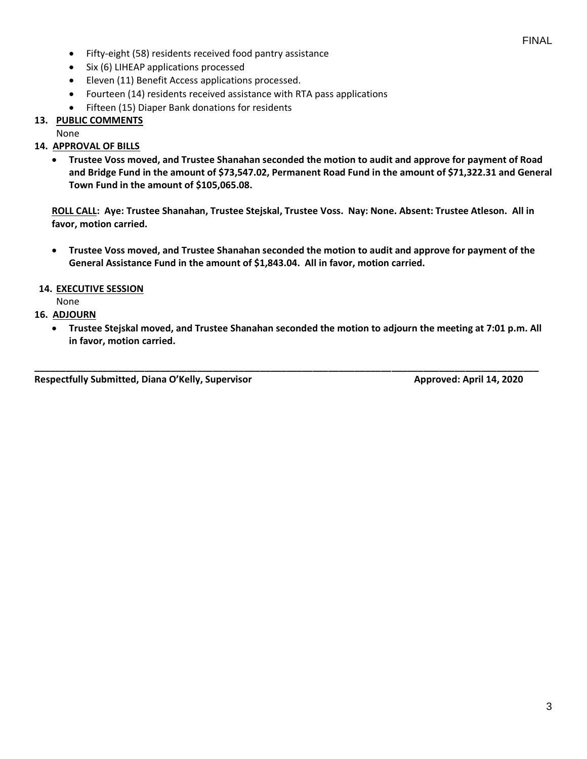- Fifty-eight (58) residents received food pantry assistance
- Six (6) LIHEAP applications processed
- Eleven (11) Benefit Access applications processed.
- Fourteen (14) residents received assistance with RTA pass applications
- Fifteen (15) Diaper Bank donations for residents

**13. PUBLIC COMMENTS**

None

**14. APPROVAL OF BILLS**

- **Trustee Voss moved, and Trustee Shanahan seconded the motion to audit and approve for payment of Road and Bridge Fund in the amount of $73,547.02, Permanent Road Fund in the amount of $71,322.31 and General Town Fund in the amount of $105,065.08.**

**ROLL CALL: Aye: Trustee Shanahan, Trustee Stejskal, Trustee Voss. Nay: None. Absent: Trustee Atleson. All in favor, motion carried.**

- **Trustee Voss moved, and Trustee Shanahan seconded the motion to audit and approve for payment of the General Assistance Fund in the amount of $1,843.04. All in favor, motion carried.**

**14. EXECUTIVE SESSION**

None

**16. ADJOURN**

- **Trustee Stejskal moved, and Trustee Shanahan seconded the motion to adjourn the meeting at 7:01 p.m. All in favor, motion carried.**

---

**Respectfully Submitted, Diana O'Kelly, Supervisor** **Approved: April 14, 2020**